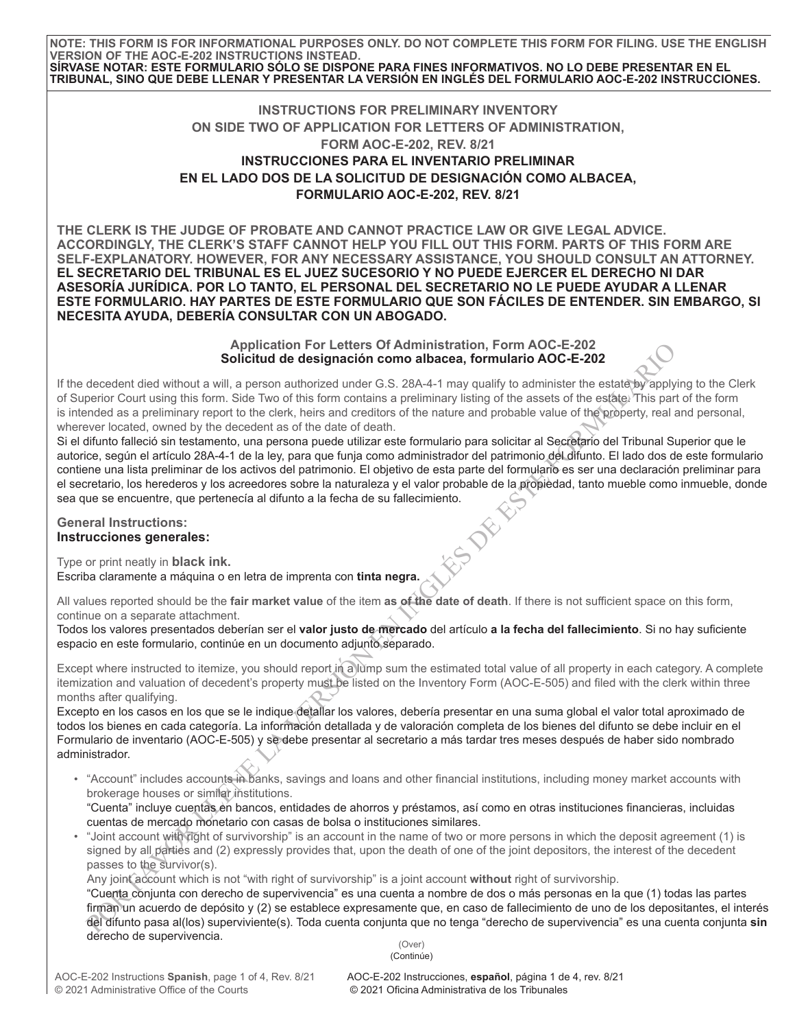**NOTE: THIS FORM IS FOR INFORMATIONAL PURPOSES ONLY. DO NOT COMPLETE THIS FORM FOR FILING. USE THE ENGLISH VERSION OF THE AOC-E-202 INSTRUCTIONS INSTEAD.**
**SÍRVASE NOTAR: ESTE FORMULARIO SÓLO SE DISPONE PARA FINES INFORMATIVOS. NO LO DEBE PRESENTAR EN EL TRIBUNAL, SINO QUE DEBE LLENAR Y PRESENTAR LA VERSIÓN EN INGLÉS DEL FORMULARIO AOC-E-202 INSTRUCCIONES.**

# INSTRUCTIONS FOR PRELIMINARY INVENTORY ON SIDE TWO OF APPLICATION FOR LETTERS OF ADMINISTRATION, FORM AOC-E-202, REV. 8/21

# INSTRUCCIONES PARA EL INVENTARIO PRELIMINAR EN EL LADO DOS DE LA SOLICITUD DE DESIGNACIÓN COMO ALBACEA, FORMULARIO AOC-E-202, REV. 8/21

**THE CLERK IS THE JUDGE OF PROBATE AND CANNOT PRACTICE LAW OR GIVE LEGAL ADVICE. ACCORDINGLY, THE CLERK'S STAFF CANNOT HELP YOU FILL OUT THIS FORM. PARTS OF THIS FORM ARE SELF-EXPLANATORY. HOWEVER, FOR ANY NECESSARY ASSISTANCE, YOU SHOULD CONSULT AN ATTORNEY.**
**EL SECRETARIO DEL TRIBUNAL ES EL JUEZ SUCESORIO Y NO PUEDE EJERCER EL DERECHO NI DAR ASESORÍA JURÍDICA. POR LO TANTO, EL PERSONAL DEL SECRETARIO NO LE PUEDE AYUDAR A LLENAR ESTE FORMULARIO. HAY PARTES DE ESTE FORMULARIO QUE SON FÁCILES DE ENTENDER. SIN EMBARGO, SI NECESITA AYUDA, DEBERÍA CONSULTAR CON UN ABOGADO.**

## Application For Letters Of Administration, Form AOC-E-202
## Solicitud de designación como albacea, formulario AOC-E-202

If the decedent died without a will, a person authorized under G.S. 28A-4-1 may qualify to administer the estate by applying to the Clerk of Superior Court using this form. Side Two of this form contains a preliminary listing of the assets of the estate. This part of the form is intended as a preliminary report to the clerk, heirs and creditors of the nature and probable value of the property, real and personal, wherever located, owned by the decedent as of the date of death.
Si el difunto falleció sin testamento, una persona puede utilizar este formulario para solicitar al Secretario del Tribunal Superior que le autorice, según el artículo 28A-4-1 de la ley, para que funja como administrador del patrimonio del difunto. El lado dos de este formulario contiene una lista preliminar de los activos del patrimonio. El objetivo de esta parte del formulario es ser una declaración preliminar para el secretario, los herederos y los acreedores sobre la naturaleza y el valor probable de la propiedad, tanto mueble como inmueble, donde sea que se encuentre, que pertenecía al difunto a la fecha de su fallecimiento.

### General Instructions:
### Instrucciones generales:

Type or print neatly in **black ink.**
Escriba claramente a máquina o en letra de imprenta con **tinta negra.**

All values reported should be the **fair market value** of the item **as of the date of death**. If there is not sufficient space on this form, continue on a separate attachment.
Todos los valores presentados deberían ser el **valor justo de mercado** del artículo **a la fecha del fallecimiento**. Si no hay suficiente espacio en este formulario, continúe en un documento adjunto separado.

Except where instructed to itemize, you should report in a lump sum the estimated total value of all property in each category. A complete itemization and valuation of decedent's property must be listed on the Inventory Form (AOC-E-505) and filed with the clerk within three months after qualifying.
Excepto en los casos en los que se le indique detallar los valores, debería presentar en una suma global el valor total aproximado de todos los bienes en cada categoría. La información detallada y de valoración completa de los bienes del difunto se debe incluir en el Formulario de inventario (AOC-E-505) y se debe presentar al secretario a más tardar tres meses después de haber sido nombrado administrador.

- "Account" includes accounts in banks, savings and loans and other financial institutions, including money market accounts with brokerage houses or similar institutions.
  "Cuenta" incluye cuentas en bancos, entidades de ahorros y préstamos, así como en otras instituciones financieras, incluidas cuentas de mercado monetario con casas de bolsa o instituciones similares.
- "Joint account with right of survivorship" is an account in the name of two or more persons in which the deposit agreement (1) is signed by all parties and (2) expressly provides that, upon the death of one of the joint depositors, the interest of the decedent passes to the survivor(s).
  Any joint account which is not "with right of survivorship" is a joint account **without** right of survivorship.
  "Cuenta conjunta con derecho de supervivencia" es una cuenta a nombre de dos o más personas en la que (1) todas las partes firman un acuerdo de depósito y (2) se establece expresamente que, en caso de fallecimiento de uno de los depositantes, el interés del difunto pasa al(los) superviviente(s). Toda cuenta conjunta que no tenga "derecho de supervivencia" es una cuenta conjunta **sin** derecho de supervivencia.

(Over)
(Continúe)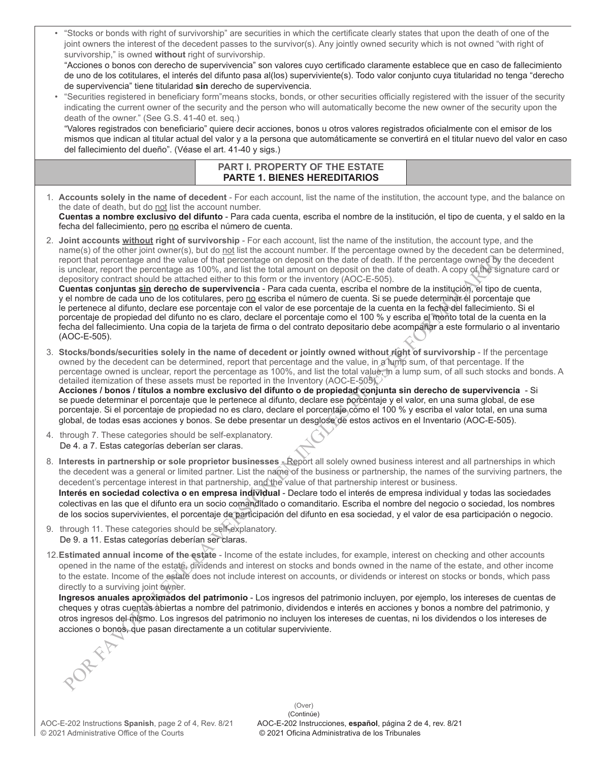- "Stocks or bonds with right of survivorship" are securities in which the certificate clearly states that upon the death of one of the joint owners the interest of the decedent passes to the survivor(s). Any jointly owned security which is not owned "with right of survivorship," is owned **without** right of survivorship.
  "Acciones o bonos con derecho de supervivencia" son valores cuyo certificado claramente establece que en caso de fallecimiento de uno de los cotitulares, el interés del difunto pasa al(los) superviviente(s). Todo valor conjunto cuya titularidad no tenga "derecho de supervivencia" tiene titularidad **sin** derecho de supervivencia.
- "Securities registered in beneficiary form"means stocks, bonds, or other securities officially registered with the issuer of the security indicating the current owner of the security and the person who will automatically become the new owner of the security upon the death of the owner." (See G.S. 41-40 et. seq.)
  "Valores registrados con beneficiario" quiere decir acciones, bonos u otros valores registrados oficialmente con el emisor de los mismos que indican al titular actual del valor y a la persona que automáticamente se convertirá en el titular nuevo del valor en caso del fallecimiento del dueño". (Véase el art. 41-40 y sigs.)

## PART I. PROPERTY OF THE ESTATE
## PARTE 1. BIENES HEREDITARIOS

1. **Accounts solely in the name of decedent** - For each account, list the name of the institution, the account type, and the balance on the date of death, but do not list the account number.
   **Cuentas a nombre exclusivo del difunto** - Para cada cuenta, escriba el nombre de la institución, el tipo de cuenta, y el saldo en la fecha del fallecimiento, pero no escriba el número de cuenta.
2. **Joint accounts without right of survivorship** - For each account, list the name of the institution, the account type, and the name(s) of the other joint owner(s), but do not list the account number. If the percentage owned by the decedent can be determined, report that percentage and the value of that percentage on deposit on the date of death. If the percentage owned by the decedent is unclear, report the percentage as 100%, and list the total amount on deposit on the date of death. A copy of the signature card or depository contract should be attached either to this form or the inventory (AOC-E-505).
   **Cuentas conjuntas sin derecho de supervivencia** - Para cada cuenta, escriba el nombre de la institución, el tipo de cuenta, y el nombre de cada uno de los cotitulares, pero no escriba el número de cuenta. Si se puede determinar el porcentaje que le pertenece al difunto, declare ese porcentaje con el valor de ese porcentaje de la cuenta en la fecha del fallecimiento. Si el porcentaje de propiedad del difunto no es claro, declare el porcentaje como el 100 % y escriba el monto total de la cuenta en la fecha del fallecimiento. Una copia de la tarjeta de firma o del contrato depositario debe acompañar a este formulario o al inventario (AOC-E-505).
3. **Stocks/bonds/securities solely in the name of decedent or jointly owned without right of survivorship** - If the percentage owned by the decedent can be determined, report that percentage and the value, in a lump sum, of that percentage. If the percentage owned is unclear, report the percentage as 100%, and list the total value, in a lump sum, of all such stocks and bonds. A detailed itemization of these assets must be reported in the Inventory (AOC-E-505).
   **Acciones / bonos / títulos a nombre exclusivo del difunto o de propiedad conjunta sin derecho de supervivencia** - Si se puede determinar el porcentaje que le pertenece al difunto, declare ese porcentaje y el valor, en una suma global, de ese porcentaje. Si el porcentaje de propiedad no es claro, declare el porcentaje como el 100 % y escriba el valor total, en una suma global, de todas esas acciones y bonos. Se debe presentar un desglose de estos activos en el Inventario (AOC-E-505).
4. through 7. These categories should be self-explanatory.
   De 4. a 7. Estas categorías deberían ser claras.
8. **Interests in partnership or sole proprietor businesses** - Report all solely owned business interest and all partnerships in which the decedent was a general or limited partner. List the name of the business or partnership, the names of the surviving partners, the decedent's percentage interest in that partnership, and the value of that partnership interest or business.
   **Interés en sociedad colectiva o en empresa individual** - Declare todo el interés de empresa individual y todas las sociedades colectivas en las que el difunto era un socio comanditado o comanditario. Escriba el nombre del negocio o sociedad, los nombres de los socios supervivientes, el porcentaje de participación del difunto en esa sociedad, y el valor de esa participación o negocio.
9. through 11. These categories should be self-explanatory.
   De 9. a 11. Estas categorías deberían ser claras.
12. **Estimated annual income of the estate** - Income of the estate includes, for example, interest on checking and other accounts opened in the name of the estate, dividends and interest on stocks and bonds owned in the name of the estate, and other income to the estate. Income of the estate does not include interest on accounts, or dividends or interest on stocks or bonds, which pass directly to a surviving joint owner.
    **Ingresos anuales aproximados del patrimonio** - Los ingresos del patrimonio incluyen, por ejemplo, los intereses de cuentas de cheques y otras cuentas abiertas a nombre del patrimonio, dividendos e interés en acciones y bonos a nombre del patrimonio, y otros ingresos del mismo. Los ingresos del patrimonio no incluyen los intereses de cuentas, ni los dividendos o los intereses de acciones o bonos, que pasan directamente a un cotitular superviviente.

(Over)
(Continúe)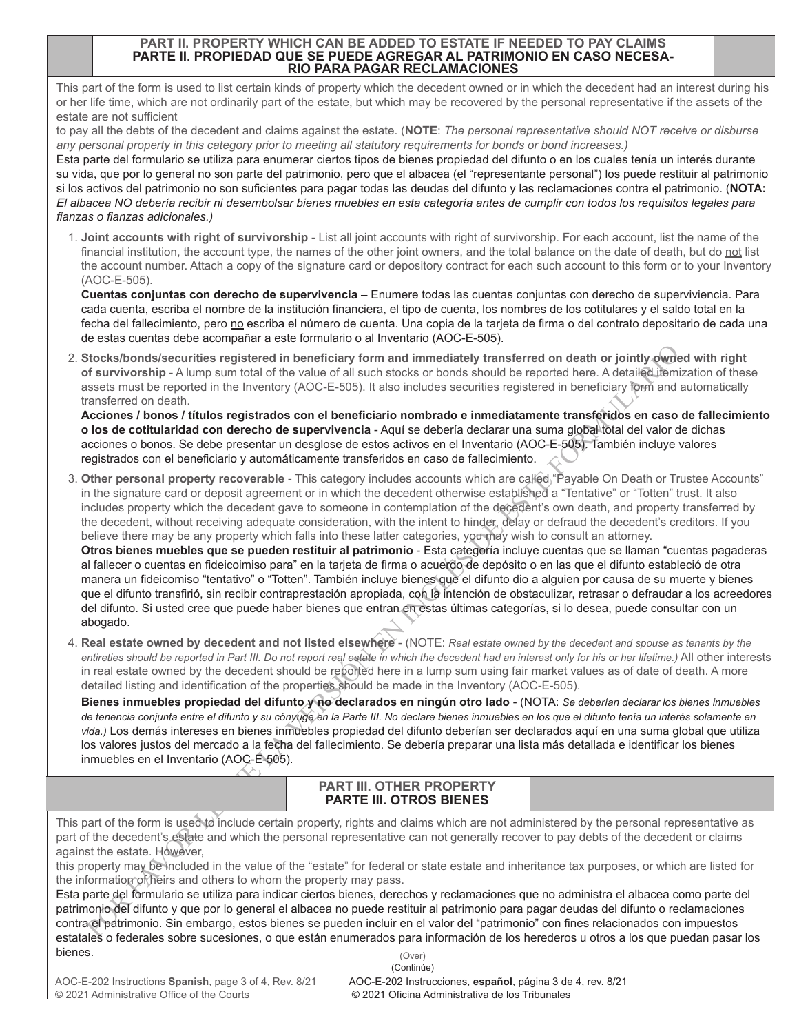## PART II. PROPERTY WHICH CAN BE ADDED TO ESTATE IF NEEDED TO PAY CLAIMS
## PARTE II. PROPIEDAD QUE SE PUEDE AGREGAR AL PATRIMONIO EN CASO NECESARIO PARA PAGAR RECLAMACIONES

This part of the form is used to list certain kinds of property which the decedent owned or in which the decedent had an interest during his or her life time, which are not ordinarily part of the estate, but which may be recovered by the personal representative if the assets of the estate are not sufficient
to pay all the debts of the decedent and claims against the estate. (**NOTE**: *The personal representative should NOT receive or disburse any personal property in this category prior to meeting all statutory requirements for bonds or bond increases.)*

Esta parte del formulario se utiliza para enumerar ciertos tipos de bienes propiedad del difunto o en los cuales tenía un interés durante su vida, que por lo general no son parte del patrimonio, pero que el albacea (el "representante personal") los puede restituir al patrimonio si los activos del patrimonio no son suficientes para pagar todas las deudas del difunto y las reclamaciones contra el patrimonio. (**NOTA:** *El albacea NO debería recibir ni desembolsar bienes muebles en esta categoría antes de cumplir con todos los requisitos legales para fianzas o fianzas adicionales.)*

1. **Joint accounts with right of survivorship** - List all joint accounts with right of survivorship. For each account, list the name of the financial institution, the account type, the names of the other joint owners, and the total balance on the date of death, but do not list the account number. Attach a copy of the signature card or depository contract for each such account to this form or to your Inventory (AOC-E-505).

   **Cuentas conjuntas con derecho de supervivencia** – Enumere todas las cuentas conjuntas con derecho de superviviencia. Para cada cuenta, escriba el nombre de la institución financiera, el tipo de cuenta, los nombres de los cotitulares y el saldo total en la fecha del fallecimiento, pero no escriba el número de cuenta. Una copia de la tarjeta de firma o del contrato depositario de cada una de estas cuentas debe acompañar a este formulario o al Inventario (AOC-E-505).

2. **Stocks/bonds/securities registered in beneficiary form and immediately transferred on death or jointly owned with right of survivorship** - A lump sum total of the value of all such stocks or bonds should be reported here. A detailed itemization of these assets must be reported in the Inventory (AOC-E-505). It also includes securities registered in beneficiary form and automatically transferred on death.

   **Acciones / bonos / títulos registrados con el beneficiario nombrado e inmediatamente transferidos en caso de fallecimiento o los de cotitularidad con derecho de supervivencia** - Aquí se debería declarar una suma global total del valor de dichas acciones o bonos. Se debe presentar un desglose de estos activos en el Inventario (AOC-E-505). También incluye valores registrados con el beneficiario y automáticamente transferidos en caso de fallecimiento.

3. **Other personal property recoverable** - This category includes accounts which are called "Payable On Death or Trustee Accounts" in the signature card or deposit agreement or in which the decedent otherwise established a "Tentative" or "Totten" trust. It also includes property which the decedent gave to someone in contemplation of the decedent's own death, and property transferred by the decedent, without receiving adequate consideration, with the intent to hinder, delay or defraud the decedent's creditors. If you believe there may be any property which falls into these latter categories, you may wish to consult an attorney.

   **Otros bienes muebles que se pueden restituir al patrimonio** - Esta categoría incluye cuentas que se llaman "cuentas pagaderas al fallecer o cuentas en fideicomiso para" en la tarjeta de firma o acuerdo de depósito o en las que el difunto estableció de otra manera un fideicomiso "tentativo" o "Totten". También incluye bienes que el difunto dio a alguien por causa de su muerte y bienes que el difunto transfirió, sin recibir contraprestación apropiada, con la intención de obstaculizar, retrasar o defraudar a los acreedores del difunto. Si usted cree que puede haber bienes que entran en estas últimas categorías, si lo desea, puede consultar con un abogado.

4. **Real estate owned by decedent and not listed elsewhere** - (NOTE: *Real estate owned by the decedent and spouse as tenants by the entireties should be reported in Part III. Do not report real estate in which the decedent had an interest only for his or her lifetime.)* All other interests in real estate owned by the decedent should be reported here in a lump sum using fair market values as of date of death. A more detailed listing and identification of the properties should be made in the Inventory (AOC-E-505).

   **Bienes inmuebles propiedad del difunto y no declarados en ningún otro lado** - (NOTA: *Se deberían declarar los bienes inmuebles de tenencia conjunta entre el difunto y su cónyuge en la Parte III. No declare bienes inmuebles en los que el difunto tenía un interés solamente en vida.)* Los demás intereses en bienes inmuebles propiedad del difunto deberían ser declarados aquí en una suma global que utiliza los valores justos del mercado a la fecha del fallecimiento. Se debería preparar una lista más detallada e identificar los bienes inmuebles en el Inventario (AOC-E-505).

## PART III. OTHER PROPERTY
## PARTE III. OTROS BIENES

This part of the form is used to include certain property, rights and claims which are not administered by the personal representative as part of the decedent's estate and which the personal representative can not generally recover to pay debts of the decedent or claims against the estate. However,
this property may be included in the value of the "estate" for federal or state estate and inheritance tax purposes, or which are listed for the information of heirs and others to whom the property may pass.

Esta parte del formulario se utiliza para indicar ciertos bienes, derechos y reclamaciones que no administra el albacea como parte del patrimonio del difunto y que por lo general el albacea no puede restituir al patrimonio para pagar deudas del difunto o reclamaciones contra el patrimonio. Sin embargo, estos bienes se pueden incluir en el valor del "patrimonio" con fines relacionados con impuestos estatales o federales sobre sucesiones, o que están enumerados para información de los herederos u otros a los que puedan pasar los bienes.

(Over)
(Continúe)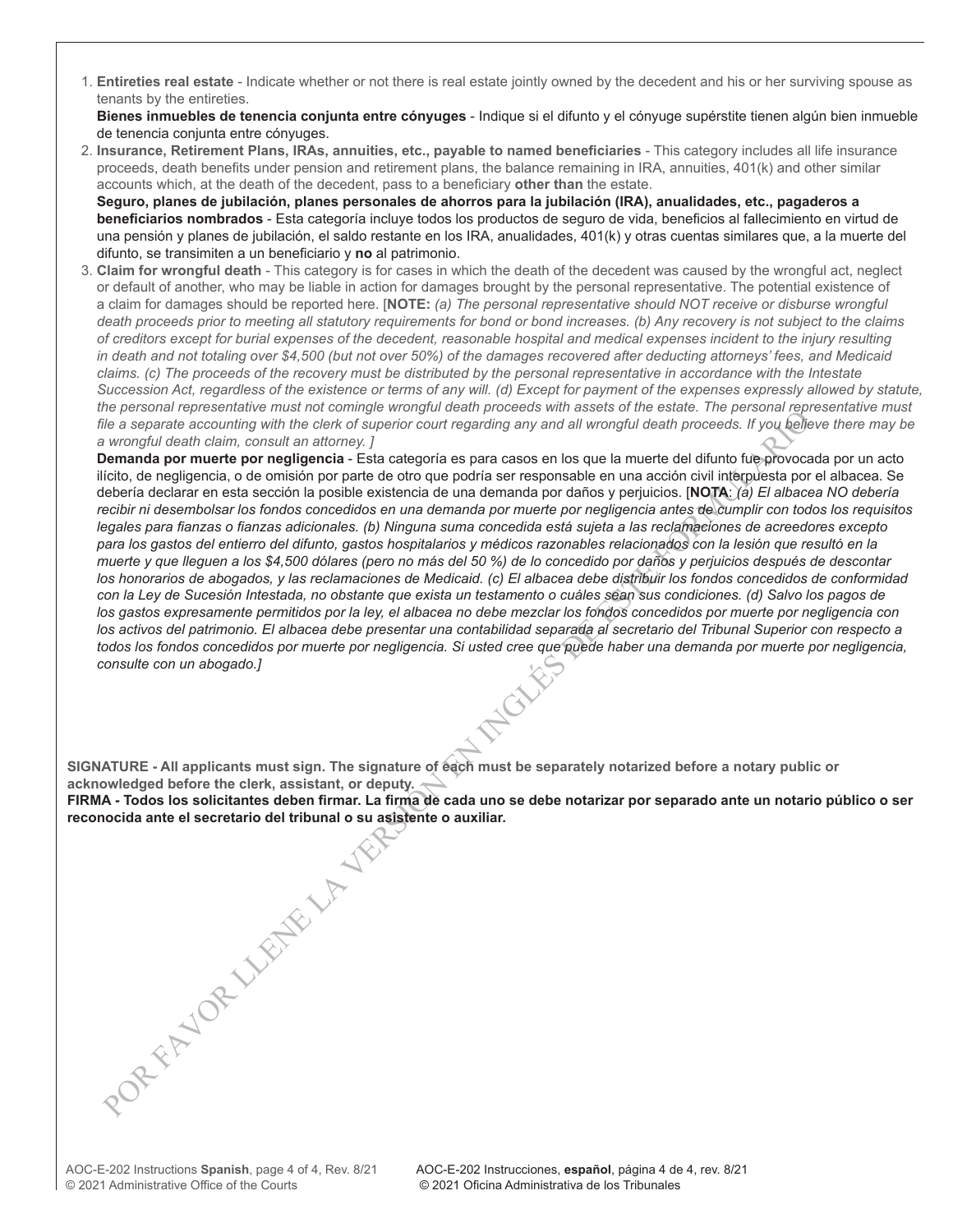1. **Entireties real estate** - Indicate whether or not there is real estate jointly owned by the decedent and his or her surviving spouse as tenants by the entireties.
   **Bienes inmuebles de tenencia conjunta entre cónyuges** - Indique si el difunto y el cónyuge supérstite tienen algún bien inmueble de tenencia conjunta entre cónyuges.
2. **Insurance, Retirement Plans, IRAs, annuities, etc., payable to named beneficiaries** - This category includes all life insurance proceeds, death benefits under pension and retirement plans, the balance remaining in IRA, annuities, 401(k) and other similar accounts which, at the death of the decedent, pass to a beneficiary **other than** the estate.
   **Seguro, planes de jubilación, planes personales de ahorros para la jubilación (IRA), anualidades, etc., pagaderos a beneficiarios nombrados** - Esta categoría incluye todos los productos de seguro de vida, beneficios al fallecimiento en virtud de una pensión y planes de jubilación, el saldo restante en los IRA, anualidades, 401(k) y otras cuentas similares que, a la muerte del difunto, se transimiten a un beneficiario y **no** al patrimonio.
3. **Claim for wrongful death** - This category is for cases in which the death of the decedent was caused by the wrongful act, neglect or default of another, who may be liable in action for damages brought by the personal representative. The potential existence of a claim for damages should be reported here. [**NOTE:** *(a) The personal representative should NOT receive or disburse wrongful death proceeds prior to meeting all statutory requirements for bond or bond increases. (b) Any recovery is not subject to the claims of creditors except for burial expenses of the decedent, reasonable hospital and medical expenses incident to the injury resulting in death and not totaling over $4,500 (but not over 50%) of the damages recovered after deducting attorneys' fees, and Medicaid claims. (c) The proceeds of the recovery must be distributed by the personal representative in accordance with the Intestate Succession Act, regardless of the existence or terms of any will. (d) Except for payment of the expenses expressly allowed by statute, the personal representative must not comingle wrongful death proceeds with assets of the estate. The personal representative must file a separate accounting with the clerk of superior court regarding any and all wrongful death proceeds. If you believe there may be a wrongful death claim, consult an attorney.* ]
   **Demanda por muerte por negligencia** - Esta categoría es para casos en los que la muerte del difunto fue provocada por un acto ilícito, de negligencia, o de omisión por parte de otro que podría ser responsable en una acción civil interpuesta por el albacea. Se debería declarar en esta sección la posible existencia de una demanda por daños y perjuicios. [**NOTA**: *(a) El albacea NO debería recibir ni desembolsar los fondos concedidos en una demanda por muerte por negligencia antes de cumplir con todos los requisitos legales para fianzas o fianzas adicionales. (b) Ninguna suma concedida está sujeta a las reclamaciones de acreedores excepto para los gastos del entierro del difunto, gastos hospitalarios y médicos razonables relacionados con la lesión que resultó en la muerte y que lleguen a los $4,500 dólares (pero no más del 50 %) de lo concedido por daños y perjuicios después de descontar los honorarios de abogados, y las reclamaciones de Medicaid. (c) El albacea debe distribuir los fondos concedidos de conformidad con la Ley de Sucesión Intestada, no obstante que exista un testamento o cuáles sean sus condiciones. (d) Salvo los pagos de los gastos expresamente permitidos por la ley, el albacea no debe mezclar los fondos concedidos por muerte por negligencia con los activos del patrimonio. El albacea debe presentar una contabilidad separada al secretario del Tribunal Superior con respecto a todos los fondos concedidos por muerte por negligencia. Si usted cree que puede haber una demanda por muerte por negligencia, consulte con un abogado.]*

**SIGNATURE - All applicants must sign. The signature of each must be separately notarized before a notary public or acknowledged before the clerk, assistant, or deputy.**
**FIRMA - Todos los solicitantes deben firmar. La firma de cada uno se debe notarizar por separado ante un notario público o ser reconocida ante el secretario del tribunal o su asistente o auxiliar.**